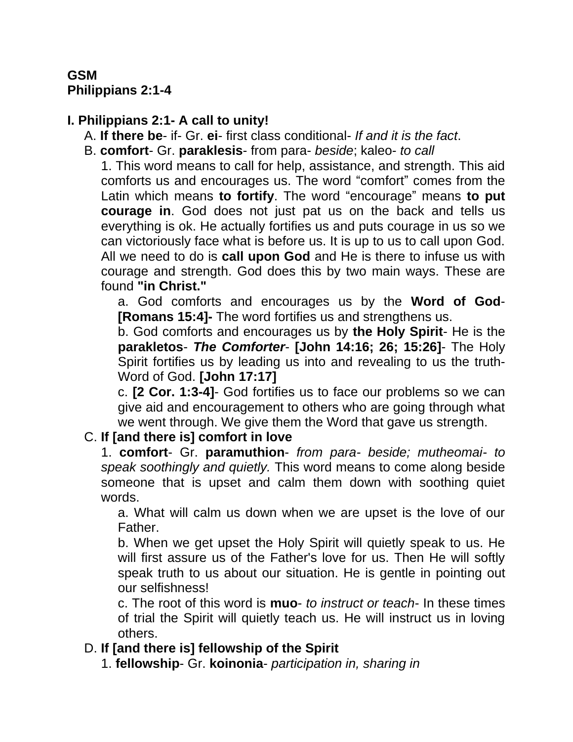**GSM**
**Philippians 2:1-4**

**I. Philippians 2:1- A call to unity!**

A. **If there be**- if- Gr. **ei**- first class conditional- *If and it is the fact*.

B. **comfort**- Gr. **paraklesis**- from para- *beside*; kaleo- *to call*

1. This word means to call for help, assistance, and strength. This aid comforts us and encourages us. The word "comfort" comes from the Latin which means **to fortify**. The word "encourage" means **to put courage in**. God does not just pat us on the back and tells us everything is ok. He actually fortifies us and puts courage in us so we can victoriously face what is before us. It is up to us to call upon God. All we need to do is **call upon God** and He is there to infuse us with courage and strength. God does this by two main ways. These are found **"in Christ."**

a. God comforts and encourages us by the **Word of God**- **[Romans 15:4]-** The word fortifies us and strengthens us.

b. God comforts and encourages us by **the Holy Spirit**- He is the **parakletos**- ***The Comforter***- **[John 14:16; 26; 15:26]**- The Holy Spirit fortifies us by leading us into and revealing to us the truth-Word of God. **[John 17:17]**

c. **[2 Cor. 1:3-4]**- God fortifies us to face our problems so we can give aid and encouragement to others who are going through what we went through. We give them the Word that gave us strength.

C. **If [and there is] comfort in love**

1. **comfort**- Gr. **paramuthion**- *from para- beside; mutheomai- to speak soothingly and quietly.* This word means to come along beside someone that is upset and calm them down with soothing quiet words.

a. What will calm us down when we are upset is the love of our Father.

b. When we get upset the Holy Spirit will quietly speak to us. He will first assure us of the Father's love for us. Then He will softly speak truth to us about our situation. He is gentle in pointing out our selfishness!

c. The root of this word is **muo**- *to instruct or teach*- In these times of trial the Spirit will quietly teach us. He will instruct us in loving others.

D. **If [and there is] fellowship of the Spirit**

1. **fellowship**- Gr. **koinonia**- *participation in, sharing in*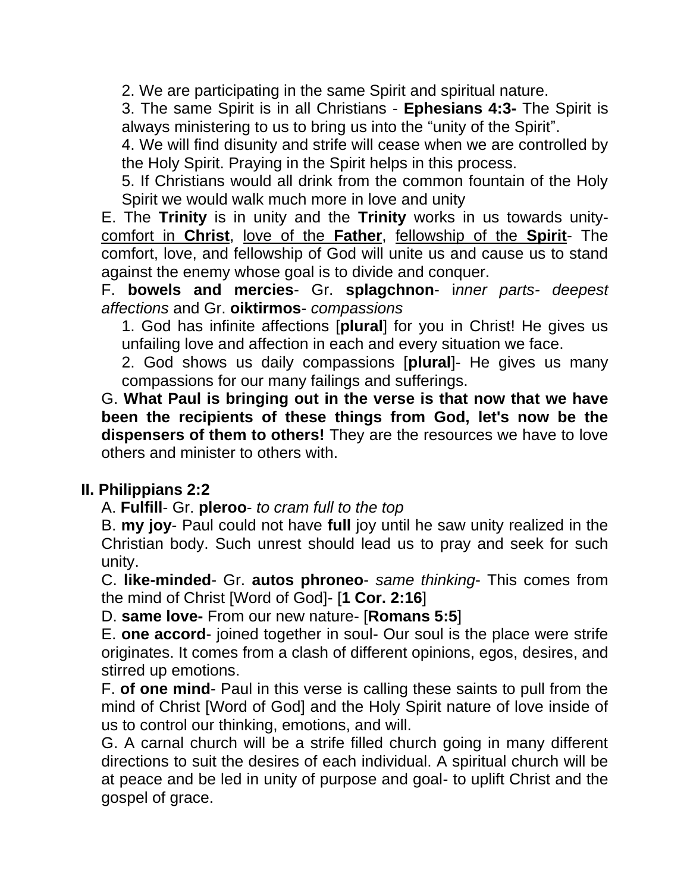2. We are participating in the same Spirit and spiritual nature.

3. The same Spirit is in all Christians - **Ephesians 4:3-** The Spirit is always ministering to us to bring us into the "unity of the Spirit".

4. We will find disunity and strife will cease when we are controlled by the Holy Spirit. Praying in the Spirit helps in this process.

5. If Christians would all drink from the common fountain of the Holy Spirit we would walk much more in love and unity

E. The **Trinity** is in unity and the **Trinity** works in us towards unity- <u>comfort in **Christ**</u>, <u>love of the **Father**</u>, <u>fellowship of the **Spirit**</u>- The comfort, love, and fellowship of God will unite us and cause us to stand against the enemy whose goal is to divide and conquer.

F. **bowels and mercies**- Gr. **splagchnon**- i*nner parts- deepest affections* and Gr. **oiktirmos**- *compassions*

1. God has infinite affections [**plural**] for you in Christ! He gives us unfailing love and affection in each and every situation we face.

2. God shows us daily compassions [**plural**]- He gives us many compassions for our many failings and sufferings.

G. **What Paul is bringing out in the verse is that now that we have been the recipients of these things from God, let's now be the dispensers of them to others!** They are the resources we have to love others and minister to others with.

## II. Philippians 2:2

A. **Fulfill**- Gr. **pleroo**- *to cram full to the top*

B. **my joy**- Paul could not have **full** joy until he saw unity realized in the Christian body. Such unrest should lead us to pray and seek for such unity.

C. **like-minded**- Gr. **autos phroneo**- *same thinking*- This comes from the mind of Christ [Word of God]- [**1 Cor. 2:16**]

D. **same love-** From our new nature- [**Romans 5:5**]

E. **one accord**- joined together in soul- Our soul is the place were strife originates. It comes from a clash of different opinions, egos, desires, and stirred up emotions.

F. **of one mind**- Paul in this verse is calling these saints to pull from the mind of Christ [Word of God] and the Holy Spirit nature of love inside of us to control our thinking, emotions, and will.

G. A carnal church will be a strife filled church going in many different directions to suit the desires of each individual. A spiritual church will be at peace and be led in unity of purpose and goal- to uplift Christ and the gospel of grace.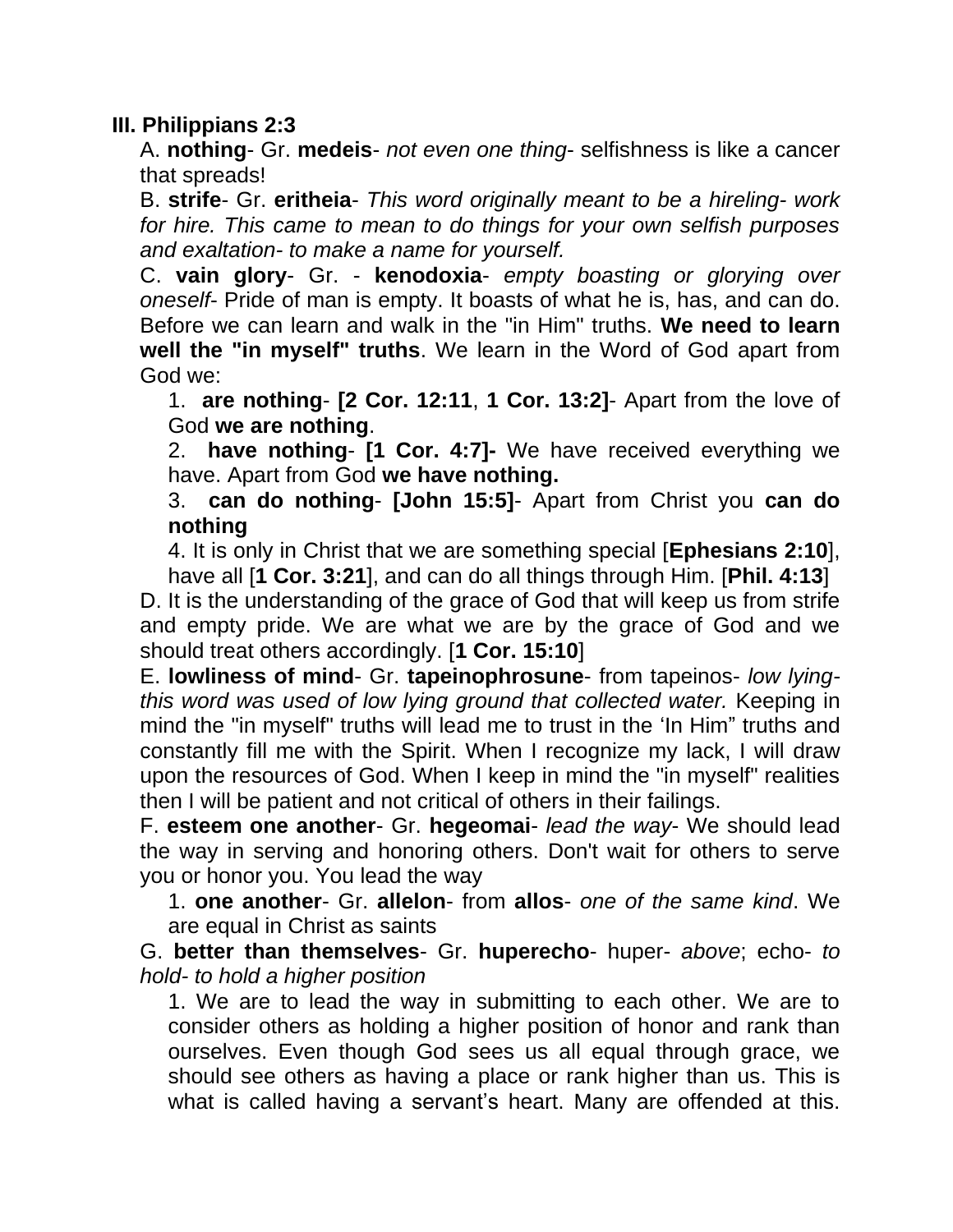### III. Philippians 2:3

A. **nothing**- Gr. **medeis**- *not even one thing*- selfishness is like a cancer that spreads!

B. **strife**- Gr. **eritheia**- *This word originally meant to be a hireling- work for hire. This came to mean to do things for your own selfish purposes and exaltation- to make a name for yourself.*

C. **vain glory**- Gr. - **kenodoxia**- *empty boasting or glorying over oneself*- Pride of man is empty. It boasts of what he is, has, and can do. Before we can learn and walk in the "in Him" truths. **We need to learn well the "in myself" truths**. We learn in the Word of God apart from God we:

1. **are nothing**- **[2 Cor. 12:11**, **1 Cor. 13:2]**- Apart from the love of God **we are nothing**.
2. **have nothing**- **[1 Cor. 4:7]-** We have received everything we have. Apart from God **we have nothing.**
3. **can do nothing**- **[John 15:5]**- Apart from Christ you **can do nothing**
4. It is only in Christ that we are something special [**Ephesians 2:10**], have all [**1 Cor. 3:21**], and can do all things through Him. [**Phil. 4:13**]

D. It is the understanding of the grace of God that will keep us from strife and empty pride. We are what we are by the grace of God and we should treat others accordingly. [**1 Cor. 15:10**]

E. **lowliness of mind**- Gr. **tapeinophrosune**- from tapeinos- *low lying- this word was used of low lying ground that collected water.* Keeping in mind the "in myself" truths will lead me to trust in the ‘In Him” truths and constantly fill me with the Spirit. When I recognize my lack, I will draw upon the resources of God. When I keep in mind the "in myself" realities then I will be patient and not critical of others in their failings.

F. **esteem one another**- Gr. **hegeomai**- *lead the way*- We should lead the way in serving and honoring others. Don't wait for others to serve you or honor you. You lead the way

1. **one another**- Gr. **allelon**- from **allos**- *one of the same kind*. We are equal in Christ as saints

G. **better than themselves**- Gr. **huperecho**- huper- *above*; echo- *to hold- to hold a higher position*

1. We are to lead the way in submitting to each other. We are to consider others as holding a higher position of honor and rank than ourselves. Even though God sees us all equal through grace, we should see others as having a place or rank higher than us. This is what is called having a servant’s heart. Many are offended at this.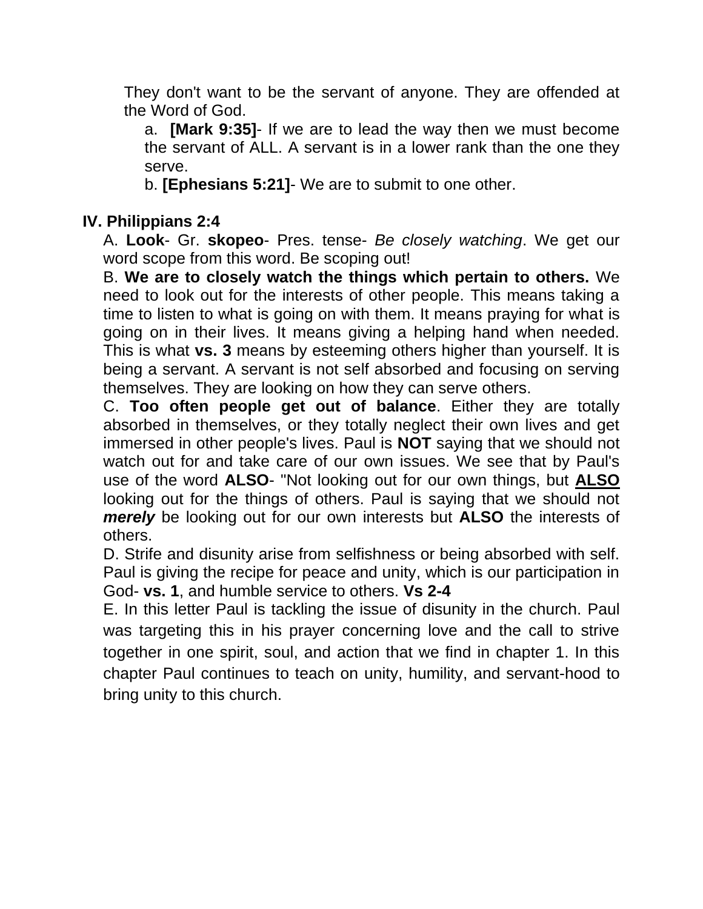They don't want to be the servant of anyone. They are offended at the Word of God.

a. **[Mark 9:35]**- If we are to lead the way then we must become the servant of ALL. A servant is in a lower rank than the one they serve.

b. **[Ephesians 5:21]**- We are to submit to one other.

## IV. Philippians 2:4

A. **Look**- Gr. **skopeo**- Pres. tense- *Be closely watching*. We get our word scope from this word. Be scoping out!

B. **We are to closely watch the things which pertain to others.** We need to look out for the interests of other people. This means taking a time to listen to what is going on with them. It means praying for what is going on in their lives. It means giving a helping hand when needed. This is what **vs. 3** means by esteeming others higher than yourself. It is being a servant. A servant is not self absorbed and focusing on serving themselves. They are looking on how they can serve others.

C. **Too often people get out of balance**. Either they are totally absorbed in themselves, or they totally neglect their own lives and get immersed in other people's lives. Paul is **NOT** saying that we should not watch out for and take care of our own issues. We see that by Paul's use of the word **ALSO**- "Not looking out for our own things, but **ALSO** looking out for the things of others. Paul is saying that we should not ***merely*** be looking out for our own interests but **ALSO** the interests of others.

D. Strife and disunity arise from selfishness or being absorbed with self. Paul is giving the recipe for peace and unity, which is our participation in God- **vs. 1**, and humble service to others. **Vs 2-4**

E. In this letter Paul is tackling the issue of disunity in the church. Paul was targeting this in his prayer concerning love and the call to strive together in one spirit, soul, and action that we find in chapter 1. In this chapter Paul continues to teach on unity, humility, and servant-hood to bring unity to this church.